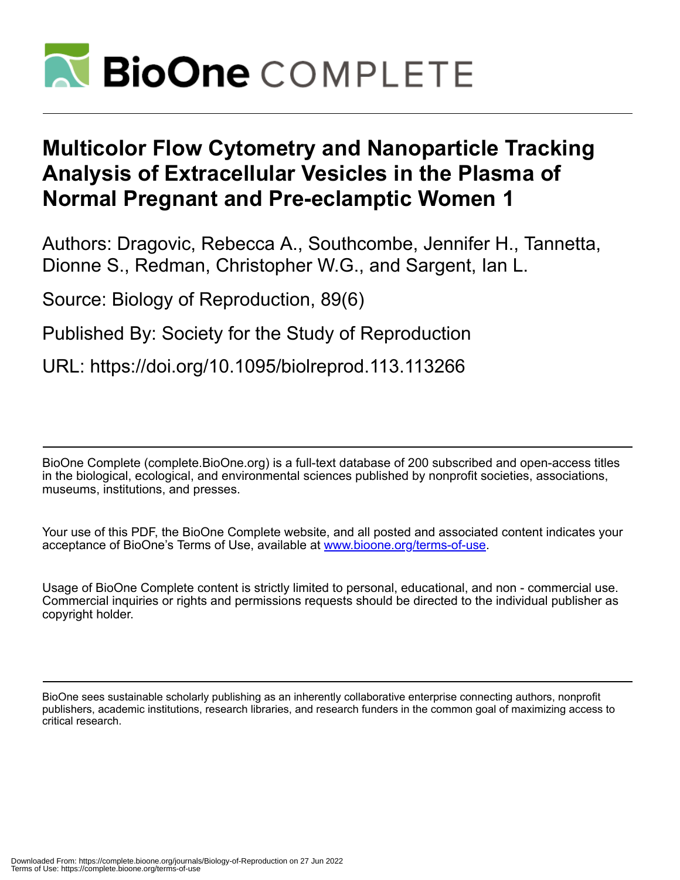# BioOne COMPLETE

# Multicolor Flow Cytometry and Nanoparticle Tracking Analysis of Extracellular Vesicles in the Plasma of Normal Pregnant and Pre-eclamptic Women 1

Authors: Dragovic, Rebecca A., Southcombe, Jennifer H., Tannetta, Dionne S., Redman, Christopher W.G., and Sargent, Ian L.

Source: Biology of Reproduction, 89(6)

Published By: Society for the Study of Reproduction

URL: https://doi.org/10.1095/biolreprod.113.113266

---

BioOne Complete (complete.BioOne.org) is a full-text database of 200 subscribed and open-access titles in the biological, ecological, and environmental sciences published by nonprofit societies, associations, museums, institutions, and presses.

Your use of this PDF, the BioOne Complete website, and all posted and associated content indicates your acceptance of BioOne's Terms of Use, available at www.bioone.org/terms-of-use.

Usage of BioOne Complete content is strictly limited to personal, educational, and non - commercial use. Commercial inquiries or rights and permissions requests should be directed to the individual publisher as copyright holder.

---

BioOne sees sustainable scholarly publishing as an inherently collaborative enterprise connecting authors, nonprofit publishers, academic institutions, research libraries, and research funders in the common goal of maximizing access to critical research.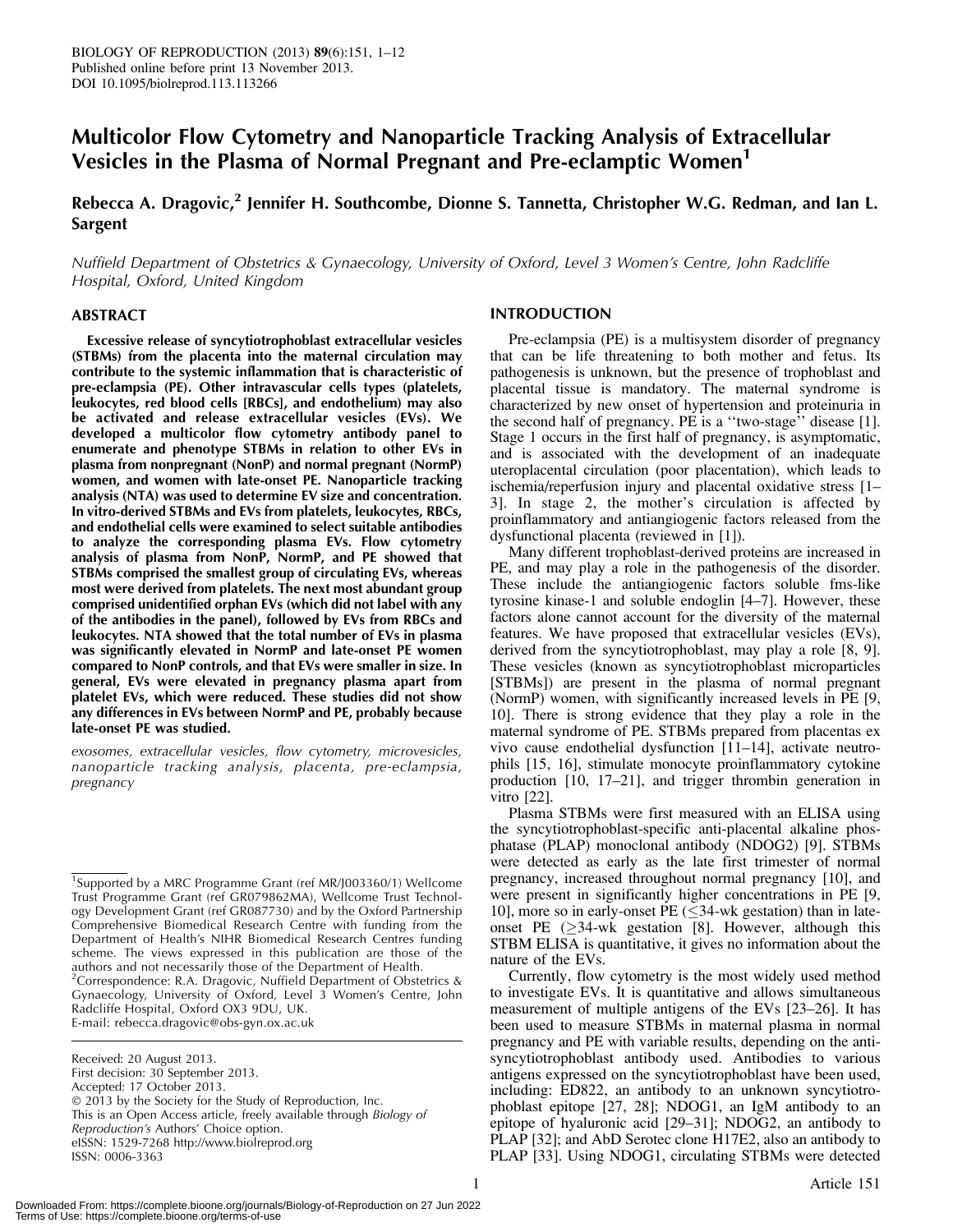# Multicolor Flow Cytometry and Nanoparticle Tracking Analysis of Extracellular Vesicles in the Plasma of Normal Pregnant and Pre-eclamptic Women[1]

Rebecca A. Dragovic,[2] Jennifer H. Southcombe, Dionne S. Tannetta, Christopher W.G. Redman, and Ian L. Sargent

*Nuffield Department of Obstetrics & Gynaecology, University of Oxford, Level 3 Women's Centre, John Radcliffe Hospital, Oxford, United Kingdom*

## ABSTRACT

**Excessive release of syncytiotrophoblast extracellular vesicles (STBMs) from the placenta into the maternal circulation may contribute to the systemic inflammation that is characteristic of pre-eclampsia (PE). Other intravascular cells types (platelets, leukocytes, red blood cells [RBCs], and endothelium) may also be activated and release extracellular vesicles (EVs). We developed a multicolor flow cytometry antibody panel to enumerate and phenotype STBMs in relation to other EVs in plasma from nonpregnant (NonP) and normal pregnant (NormP) women, and women with late-onset PE. Nanoparticle tracking analysis (NTA) was used to determine EV size and concentration. In vitro-derived STBMs and EVs from platelets, leukocytes, RBCs, and endothelial cells were examined to select suitable antibodies to analyze the corresponding plasma EVs. Flow cytometry analysis of plasma from NonP, NormP, and PE showed that STBMs comprised the smallest group of circulating EVs, whereas most were derived from platelets. The next most abundant group comprised unidentified orphan EVs (which did not label with any of the antibodies in the panel), followed by EVs from RBCs and leukocytes. NTA showed that the total number of EVs in plasma was significantly elevated in NormP and late-onset PE women compared to NonP controls, and that EVs were smaller in size. In general, EVs were elevated in pregnancy plasma apart from platelet EVs, which were reduced. These studies did not show any differences in EVs between NormP and PE, probably because late-onset PE was studied.**

*exosomes, extracellular vesicles, flow cytometry, microvesicles, nanoparticle tracking analysis, placenta, pre-eclampsia, pregnancy*

## INTRODUCTION

Pre-eclampsia (PE) is a multisystem disorder of pregnancy that can be life threatening to both mother and fetus. Its pathogenesis is unknown, but the presence of trophoblast and placental tissue is mandatory. The maternal syndrome is characterized by new onset of hypertension and proteinuria in the second half of pregnancy. PE is a ''two-stage'' disease [1]. Stage 1 occurs in the first half of pregnancy, is asymptomatic, and is associated with the development of an inadequate uteroplacental circulation (poor placentation), which leads to ischemia/reperfusion injury and placental oxidative stress [1–3]. In stage 2, the mother's circulation is affected by proinflammatory and antiangiogenic factors released from the dysfunctional placenta (reviewed in [1]).

Many different trophoblast-derived proteins are increased in PE, and may play a role in the pathogenesis of the disorder. These include the antiangiogenic factors soluble fms-like tyrosine kinase-1 and soluble endoglin [4–7]. However, these factors alone cannot account for the diversity of the maternal features. We have proposed that extracellular vesicles (EVs), derived from the syncytiotrophoblast, may play a role [8, 9]. These vesicles (known as syncytiotrophoblast microparticles [STBMs]) are present in the plasma of normal pregnant (NormP) women, with significantly increased levels in PE [9, 10]. There is strong evidence that they play a role in the maternal syndrome of PE. STBMs prepared from placentas ex vivo cause endothelial dysfunction [11–14], activate neutrophils [15, 16], stimulate monocyte proinflammatory cytokine production [10, 17–21], and trigger thrombin generation in vitro [22].

Plasma STBMs were first measured with an ELISA using the syncytiotrophoblast-specific anti-placental alkaline phosphatase (PLAP) monoclonal antibody (NDOG2) [9]. STBMs were detected as early as the late first trimester of normal pregnancy, increased throughout normal pregnancy [10], and were present in significantly higher concentrations in PE [9, 10], more so in early-onset PE (≤34-wk gestation) than in late-onset PE (≥34-wk gestation [8]. However, although this STBM ELISA is quantitative, it gives no information about the nature of the EVs.

Currently, flow cytometry is the most widely used method to investigate EVs. It is quantitative and allows simultaneous measurement of multiple antigens of the EVs [23–26]. It has been used to measure STBMs in maternal plasma in normal pregnancy and PE with variable results, depending on the anti-syncytiotrophoblast antibody used. Antibodies to various antigens expressed on the syncytiotrophoblast have been used, including: ED822, an antibody to an unknown syncytiotrophoblast epitope [27, 28]; NDOG1, an IgM antibody to an epitope of hyaluronic acid [29–31]; NDOG2, an antibody to PLAP [32]; and AbD Serotec clone H17E2, also an antibody to PLAP [33]. Using NDOG1, circulating STBMs were detected

---

[1]Supported by a MRC Programme Grant (ref MR/J003360/1) Wellcome Trust Programme Grant (ref GR079862MA), Wellcome Trust Technology Development Grant (ref GR087730) and by the Oxford Partnership Comprehensive Biomedical Research Centre with funding from the Department of Health's NIHR Biomedical Research Centres funding scheme. The views expressed in this publication are those of the authors and not necessarily those of the Department of Health.

[2]Correspondence: R.A. Dragovic, Nuffield Department of Obstetrics & Gynaecology, University of Oxford, Level 3 Women's Centre, John Radcliffe Hospital, Oxford OX3 9DU, UK.
E-mail: rebecca.dragovic@obs-gyn.ox.ac.uk

Received: 20 August 2013.
First decision: 30 September 2013.
Accepted: 17 October 2013.
© 2013 by the Society for the Study of Reproduction, Inc.
This is an Open Access article, freely available through *Biology of Reproduction's* Authors' Choice option.
eISSN: 1529-7268 http://www.biolreprod.org
ISSN: 0006-3363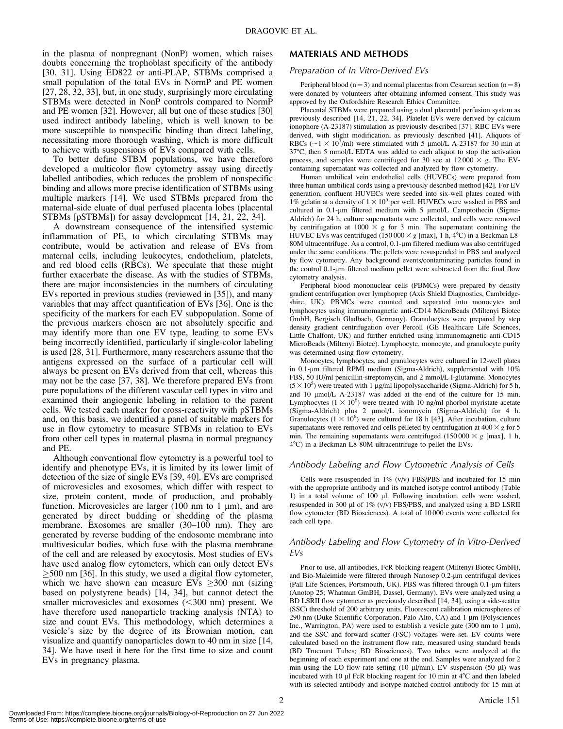in the plasma of nonpregnant (NonP) women, which raises doubts concerning the trophoblast specificity of the antibody [30, 31]. Using ED822 or anti-PLAP, STBMs comprised a small population of the total EVs in NormP and PE women [27, 28, 32, 33], but, in one study, surprisingly more circulating STBMs were detected in NonP controls compared to NormP and PE women [32]. However, all but one of these studies [30] used indirect antibody labeling, which is well known to be more susceptible to nonspecific binding than direct labeling, necessitating more thorough washing, which is more difficult to achieve with suspensions of EVs compared with cells.

To better define STBM populations, we have therefore developed a multicolor flow cytometry assay using directly labelled antibodies, which reduces the problem of nonspecific binding and allows more precise identification of STBMs using multiple markers [14]. We used STBMs prepared from the maternal-side eluate of dual perfused placenta lobes (placental STBMs [pSTBMs]) for assay development [14, 21, 22, 34].

A downstream consequence of the intensified systemic inflammation of PE, to which circulating STBMs may contribute, would be activation and release of EVs from maternal cells, including leukocytes, endothelium, platelets, and red blood cells (RBCs). We speculate that these might further exacerbate the disease. As with the studies of STBMs, there are major inconsistencies in the numbers of circulating EVs reported in previous studies (reviewed in [35]), and many variables that may affect quantification of EVs [36]. One is the specificity of the markers for each EV subpopulation. Some of the previous markers chosen are not absolutely specific and may identify more than one EV type, leading to some EVs being incorrectly identified, particularly if single-color labeling is used [28, 31]. Furthermore, many researchers assume that the antigens expressed on the surface of a particular cell will always be present on EVs derived from that cell, whereas this may not be the case [37, 38]. We therefore prepared EVs from pure populations of the different vascular cell types in vitro and examined their angiogenic labeling in relation to the parent cells. We tested each marker for cross-reactivity with pSTBMs and, on this basis, we identified a panel of suitable markers for use in flow cytometry to measure STBMs in relation to EVs from other cell types in maternal plasma in normal pregnancy and PE.

Although conventional flow cytometry is a powerful tool to identify and phenotype EVs, it is limited by its lower limit of detection of the size of single EVs [39, 40]. EVs are comprised of microvesicles and exosomes, which differ with respect to size, protein content, mode of production, and probably function. Microvesicles are larger (100 nm to 1 μm), and are generated by direct budding or shedding of the plasma membrane. Exosomes are smaller (30–100 nm). They are generated by reverse budding of the endosome membrane into multivesicular bodies, which fuse with the plasma membrane of the cell and are released by exocytosis. Most studies of EVs have used analog flow cytometers, which can only detect EVs $\geq$500 nm [36]. In this study, we used a digital flow cytometer, which we have shown can measure EVs $\geq$300 nm (sizing based on polystyrene beads) [14, 34], but cannot detect the smaller microvesicles and exosomes (<300 nm) present. We have therefore used nanoparticle tracking analysis (NTA) to size and count EVs. This methodology, which determines a vesicle's size by the degree of its Brownian motion, can visualize and quantify nanoparticles down to 40 nm in size [14, 34]. We have used it here for the first time to size and count EVs in pregnancy plasma.

## MATERIALS AND METHODS

### Preparation of In Vitro-Derived EVs

Peripheral blood (n = 3) and normal placentas from Cesarean section (n = 8) were donated by volunteers after obtaining informed consent. This study was approved by the Oxfordshire Research Ethics Committee.

Placental STBMs were prepared using a dual placental perfusion system as previously described [14, 21, 22, 34]. Platelet EVs were derived by calcium ionophore (A-23187) stimulation as previously described [37]. RBC EVs were derived, with slight modification, as previously described [41]. Aliquots of RBCs ($\sim 1 \times 10^7$/ml) were stimulated with 5 μmol/L A-23187 for 30 min at 37°C, then 5 mmol/L EDTA was added to each aliquot to stop the activation process, and samples were centrifuged for 30 sec at 12 000 × g. The EV-containing supernatant was collected and analyzed by flow cytometry.

Human umbilical vein endothelial cells (HUVECs) were prepared from three human umbilical cords using a previously described method [42]. For EV generation, confluent HUVECs were seeded into six-well plates coated with 1% gelatin at a density of $1 \times 10^5$ per well. HUVECs were washed in PBS and cultured in 0.1-μm filtered medium with 5 μmol/L Camptothecin (Sigma-Aldrich) for 24 h, culture supernatants were collected, and cells were removed by centrifugation at 1000 × g for 3 min. The supernatant containing the HUVEC EVs was centrifuged (150 000 × g [max], 1 h, 4°C) in a Beckman L8-80M ultracentrifuge. As a control, 0.1-μm filtered medium was also centrifuged under the same conditions. The pellets were resuspended in PBS and analyzed by flow cytometry. Any background events/contaminating particles found in the control 0.1-μm filtered medium pellet were subtracted from the final flow cytometry analysis.

Peripheral blood mononuclear cells (PBMCs) were prepared by density gradient centrifugation over lymphoprep (Axis Shield Diagnostics, Cambridgeshire, UK). PBMCs were counted and separated into monocytes and lymphocytes using immunomagnetic anti-CD14 MicroBeads (Miltenyi Biotec GmbH, Bergisch Gladbach, Germany). Granulocytes were prepared by step density gradient centrifugation over Percoll (GE Healthcare Life Sciences, Little Chalfont, UK) and further enriched using immunomagnetic anti-CD15 MicroBeads (Miltenyi Biotec). Lymphocyte, monocyte, and granulocyte purity was determined using flow cytometry.

Monocytes, lymphocytes, and granulocytes were cultured in 12-well plates in 0.1-μm filtered RPMI medium (Sigma-Aldrich), supplemented with 10% FBS, 50 IU/ml penicillin-streptomycin, and 2 mmol/L l-glutamine. Monocytes ($5 \times 10^5$) were treated with 1 μg/ml lipopolysaccharide (Sigma-Aldrich) for 5 h, and 10 μmol/L A-23187 was added at the end of the culture for 15 min. Lymphocytes ($1 \times 10^6$) were treated with 10 ng/ml phorbol myristate acetate (Sigma-Aldrich) plus 2 μmol/L ionomycin (Sigma-Aldrich) for 4 h. Granulocytes ($1 \times 10^6$) were cultured for 18 h [43]. After incubation, culture supernatants were removed and cells pelleted by centrifugation at 400 × g for 5 min. The remaining supernatants were centrifuged (150 000 × g [max], 1 h, 4°C) in a Beckman L8-80M ultracentrifuge to pellet the EVs.

### Antibody Labeling and Flow Cytometric Analysis of Cells

Cells were resuspended in 1% (v/v) FBS/PBS and incubated for 15 min with the appropriate antibody and its matched isotype control antibody (Table 1) in a total volume of 100 μl. Following incubation, cells were washed, resuspended in 300 μl of 1% (v/v) FBS/PBS, and analyzed using a BD LSRII flow cytometer (BD Biosciences). A total of 10 000 events were collected for each cell type.

### Antibody Labeling and Flow Cytometry of In Vitro-Derived EVs

Prior to use, all antibodies, FcR blocking reagent (Miltenyi Biotec GmbH), and Bio-Maleimide were filtered through Nanosep 0.2-μm centrifugal devices (Pall Life Sciences, Portsmouth, UK). PBS was filtered through 0.1-μm filters (Anotop 25; Whatman GmbH, Dassel, Germany). EVs were analyzed using a BD LSRII flow cytometer as previously described [14, 34], using a side-scatter (SSC) threshold of 200 arbitrary units. Fluorescent calibration microspheres of 290 nm (Duke Scientific Corporation, Palo Alto, CA) and 1 μm (Polysciences Inc., Warrington, PA) were used to establish a vesicle gate (300 nm to 1 μm), and the SSC and forward scatter (FSC) voltages were set. EV counts were calculated based on the instrument flow rate, measured using standard beads (BD Trucount Tubes; BD Biosciences). Two tubes were analyzed at the beginning of each experiment and one at the end. Samples were analyzed for 2 min using the LO flow rate setting (10 μl/min). EV suspension (50 μl) was incubated with 10 μl FcR blocking reagent for 10 min at 4°C and then labeled with its selected antibody and isotype-matched control antibody for 15 min at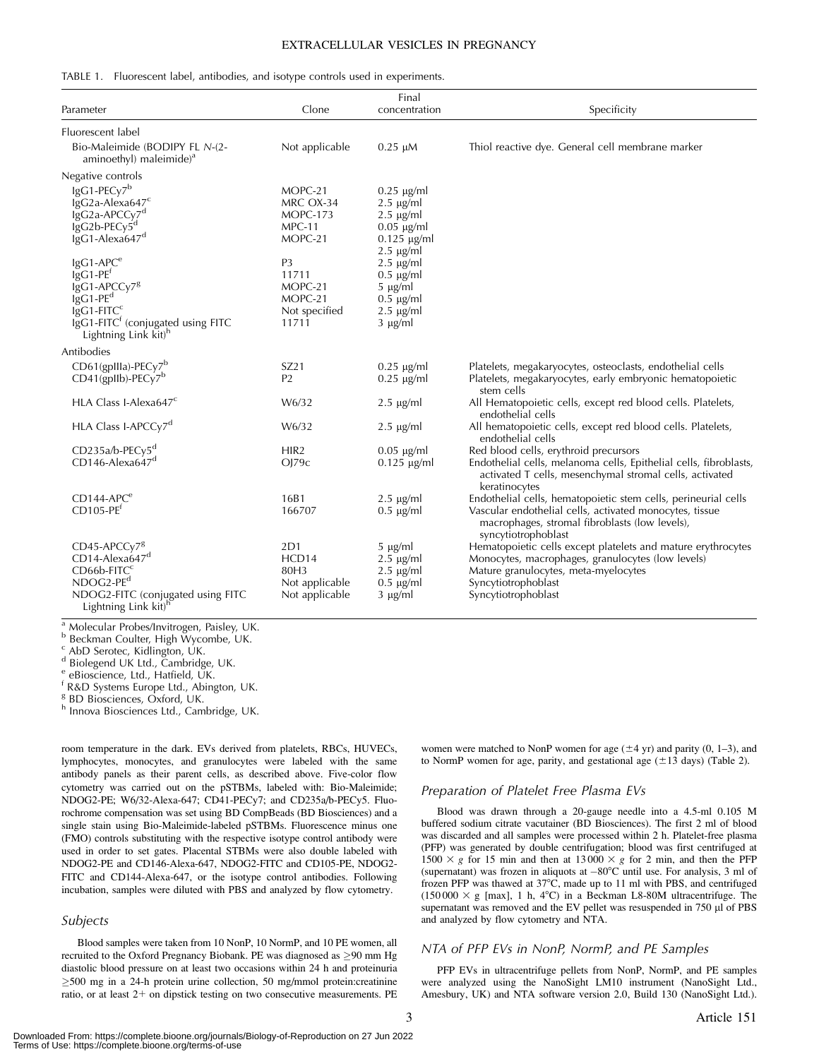TABLE 1. Fluorescent label, antibodies, and isotype controls used in experiments.

| Parameter | Clone | Final concentration | Specificity |
|---|---|---|---|
| Fluorescent label | | | |
| Bio-Maleimide (BODIPY FL N-(2-aminoethyl) maleimide)[a] | Not applicable | 0.25 μM | Thiol reactive dye. General cell membrane marker |
| Negative controls | | | |
| IgG1-PECy7[b] | MOPC-21 | 0.25 μg/ml | |
| IgG2a-Alexa647[c] | MRC OX-34 | 2.5 μg/ml | |
| IgG2a-APCCy7[d] | MOPC-173 | 2.5 μg/ml | |
| IgG2b-PECy5[d] | MPC-11 | 0.05 μg/ml | |
| IgG1-Alexa647[d] | MOPC-21 | 0.125 μg/ml 2.5 μg/ml | |
| IgG1-APC[e] | P3 | 2.5 μg/ml | |
| IgG1-PE[f] | 11711 | 0.5 μg/ml | |
| IgG1-APCCy7[g] | MOPC-21 | 5 μg/ml | |
| IgG1-PE[d] | MOPC-21 | 0.5 μg/ml | |
| IgG1-FITC[c] | Not specified | 2.5 μg/ml | |
| IgG1-FITC[f] (conjugated using FITC Lightning Link kit)[h] | 11711 | 3 μg/ml | |
| Antibodies | | | |
| CD61(gpIIIa)-PECy7[b] | SZ21 | 0.25 μg/ml | Platelets, megakaryocytes, osteoclasts, endothelial cells |
| CD41(gpIIb)-PECy7[b] | P2 | 0.25 μg/ml | Platelets, megakaryocytes, early embryonic hematopoietic stem cells |
| HLA Class I-Alexa647[c] | W6/32 | 2.5 μg/ml | All Hematopoietic cells, except red blood cells. Platelets, endothelial cells |
| HLA Class I-APCCy7[d] | W6/32 | 2.5 μg/ml | All hematopoietic cells, except red blood cells. Platelets, endothelial cells |
| CD235a/b-PECy5[d] | HIR2 | 0.05 μg/ml | Red blood cells, erythroid precursors |
| CD146-Alexa647[d] | OJ79c | 0.125 μg/ml | Endothelial cells, melanoma cells, Epithelial cells, fibroblasts, activated T cells, mesenchymal stromal cells, activated keratinocytes |
| CD144-APC[e] | 16B1 | 2.5 μg/ml | Endothelial cells, hematopoietic stem cells, perineurial cells |
| CD105-PE[f] | 166707 | 0.5 μg/ml | Vascular endothelial cells, activated monocytes, tissue macrophages, stromal fibroblasts (low levels), syncytiotrophoblast |
| CD45-APCCy7[g] | 2D1 | 5 μg/ml | Hematopoietic cells except platelets and mature erythrocytes |
| CD14-Alexa647[d] | HCD14 | 2.5 μg/ml | Monocytes, macrophages, granulocytes (low levels) |
| CD66b-FITC[c] | 80H3 | 2.5 μg/ml | Mature granulocytes, meta-myelocytes |
| NDOG2-PE[d] | Not applicable | 0.5 μg/ml | Syncytiotrophoblast |
| NDOG2-FITC (conjugated using FITC Lightning Link kit)[h] | Not applicable | 3 μg/ml | Syncytiotrophoblast |

[a] Molecular Probes/Invitrogen, Paisley, UK.
[b] Beckman Coulter, High Wycombe, UK.
[c] AbD Serotec, Kidlington, UK.
[d] Biolegend UK Ltd., Cambridge, UK.
[e] eBioscience, Ltd., Hatfield, UK.
[f] R&D Systems Europe Ltd., Abington, UK.
[g] BD Biosciences, Oxford, UK.
[h] Innova Biosciences Ltd., Cambridge, UK.

room temperature in the dark. EVs derived from platelets, RBCs, HUVECs, lymphocytes, monocytes, and granulocytes were labeled with the same antibody panels as their parent cells, as described above. Five-color flow cytometry was carried out on the pSTBMs, labeled with: Bio-Maleimide; NDOG2-PE; W6/32-Alexa-647; CD41-PECy7; and CD235a/b-PECy5. Fluorochrome compensation was set using BD CompBeads (BD Biosciences) and a single stain using Bio-Maleimide-labeled pSTBMs. Fluorescence minus one (FMO) controls substituting with the respective isotype control antibody were used in order to set gates. Placental STBMs were also double labeled with NDOG2-PE and CD146-Alexa-647, NDOG2-FITC and CD105-PE, NDOG2-FITC and CD144-Alexa-647, or the isotype control antibodies. Following incubation, samples were diluted with PBS and analyzed by flow cytometry.

### Subjects

Blood samples were taken from 10 NonP, 10 NormP, and 10 PE women, all recruited to the Oxford Pregnancy Biobank. PE was diagnosed as ≥90 mm Hg diastolic blood pressure on at least two occasions within 24 h and proteinuria ≥500 mg in a 24-h protein urine collection, 50 mg/mmol protein:creatinine ratio, or at least 2+ on dipstick testing on two consecutive measurements. PE women were matched to NonP women for age (±4 yr) and parity (0, 1–3), and to NormP women for age, parity, and gestational age (±13 days) (Table 2).

### Preparation of Platelet Free Plasma EVs

Blood was drawn through a 20-gauge needle into a 4.5-ml 0.105 M buffered sodium citrate vacutainer (BD Biosciences). The first 2 ml of blood was discarded and all samples were processed within 2 h. Platelet-free plasma (PFP) was generated by double centrifugation; blood was first centrifuged at 1500 × g for 15 min and then at 13 000 × g for 2 min, and then the PFP (supernatant) was frozen in aliquots at −80°C until use. For analysis, 3 ml of frozen PFP was thawed at 37°C, made up to 11 ml with PBS, and centrifuged (150 000 × g [max], 1 h, 4°C) in a Beckman L8-80M ultracentrifuge. The supernatant was removed and the EV pellet was resuspended in 750 μl of PBS and analyzed by flow cytometry and NTA.

### NTA of PFP EVs in NonP, NormP, and PE Samples

PFP EVs in ultracentrifuge pellets from NonP, NormP, and PE samples were analyzed using the NanoSight LM10 instrument (NanoSight Ltd., Amesbury, UK) and NTA software version 2.0, Build 130 (NanoSight Ltd.).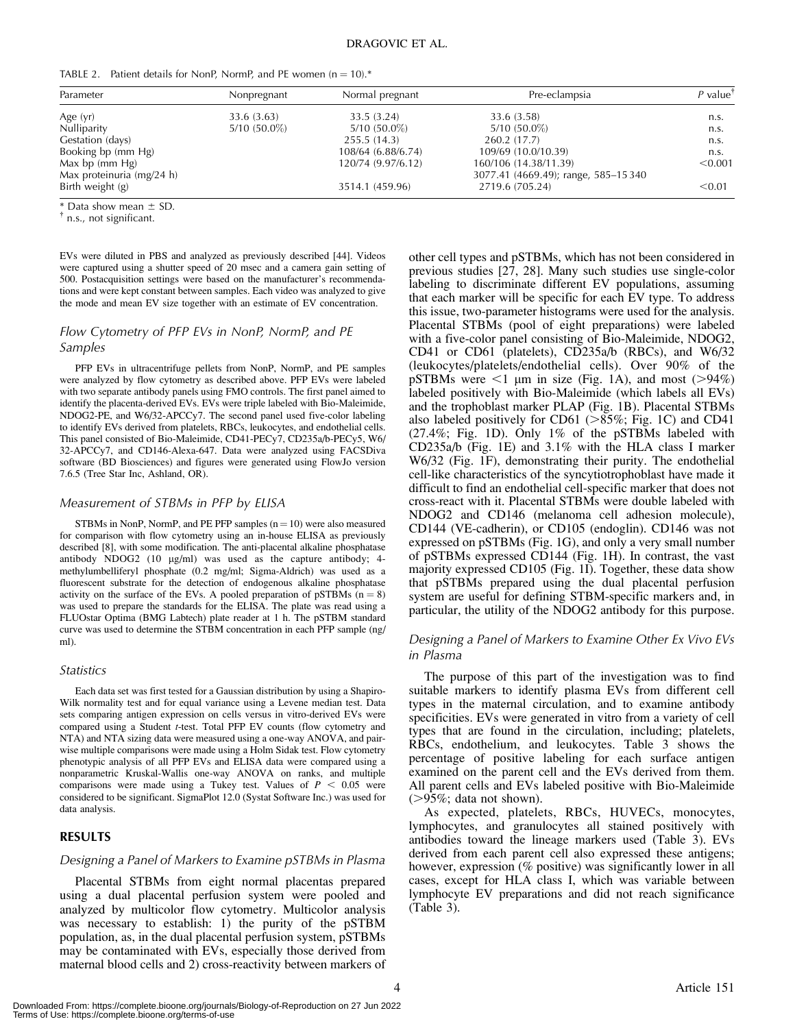TABLE 2. Patient details for NonP, NormP, and PE women (n = 10).*

| Parameter | Nonpregnant | Normal pregnant | Pre-eclampsia | $P$ value[†] |
|---|---|---|---|---|
| Age (yr) | 33.6 (3.63) | 33.5 (3.24) | 33.6 (3.58) | n.s. |
| Nulliparity | 5/10 (50.0%) | 5/10 (50.0%) | 5/10 (50.0%) | n.s. |
| Gestation (days) | | 255.5 (14.3) | 260.2 (17.7) | n.s. |
| Booking bp (mm Hg) | | 108/64 (6.88/6.74) | 109/69 (10.0/10.39) | n.s. |
| Max bp (mm Hg) | | 120/74 (9.97/6.12) | 160/106 (14.38/11.39) | <0.001 |
| Max proteinuria (mg/24 h) | | | 3077.41 (4669.49); range, 585–15 340 | |
| Birth weight (g) | | 3514.1 (459.96) | 2719.6 (705.24) | <0.01 |

* Data show mean ± SD.
† n.s., not significant.

EVs were diluted in PBS and analyzed as previously described [44]. Videos were captured using a shutter speed of 20 msec and a camera gain setting of 500. Postacquisition settings were based on the manufacturer's recommendations and were kept constant between samples. Each video was analyzed to give the mode and mean EV size together with an estimate of EV concentration.

### Flow Cytometry of PFP EVs in NonP, NormP, and PE Samples

PFP EVs in ultracentrifuge pellets from NonP, NormP, and PE samples were analyzed by flow cytometry as described above. PFP EVs were labeled with two separate antibody panels using FMO controls. The first panel aimed to identify the placenta-derived EVs. EVs were triple labeled with Bio-Maleimide, NDOG2-PE, and W6/32-APCCy7. The second panel used five-color labeling to identify EVs derived from platelets, RBCs, leukocytes, and endothelial cells. This panel consisted of Bio-Maleimide, CD41-PECy7, CD235a/b-PECy5, W6/32-APCCy7, and CD146-Alexa-647. Data were analyzed using FACSDiva software (BD Biosciences) and figures were generated using FlowJo version 7.6.5 (Tree Star Inc, Ashland, OR).

### Measurement of STBMs in PFP by ELISA

STBMs in NonP, NormP, and PE PFP samples (n = 10) were also measured for comparison with flow cytometry using an in-house ELISA as previously described [8], with some modification. The anti-placental alkaline phosphatase antibody NDOG2 (10 μg/ml) was used as the capture antibody; 4-methylumbelliferyl phosphate (0.2 mg/ml; Sigma-Aldrich) was used as a fluorescent substrate for the detection of endogenous alkaline phosphatase activity on the surface of the EVs. A pooled preparation of pSTBMs (n = 8) was used to prepare the standards for the ELISA. The plate was read using a FLUOstar Optima (BMG Labtech) plate reader at 1 h. The pSTBM standard curve was used to determine the STBM concentration in each PFP sample (ng/ml).

### Statistics

Each data set was first tested for a Gaussian distribution by using a Shapiro-Wilk normality test and for equal variance using a Levene median test. Data sets comparing antigen expression on cells versus in vitro-derived EVs were compared using a Student *t*-test. Total PFP EV counts (flow cytometry and NTA) and NTA sizing data were measured using a one-way ANOVA, and pair-wise multiple comparisons were made using a Holm Sidak test. Flow cytometry phenotypic analysis of all PFP EVs and ELISA data were compared using a nonparametric Kruskal-Wallis one-way ANOVA on ranks, and multiple comparisons were made using a Tukey test. Values of $P < 0.05$ were considered to be significant. SigmaPlot 12.0 (Systat Software Inc.) was used for data analysis.

## RESULTS

### Designing a Panel of Markers to Examine pSTBMs in Plasma

Placental STBMs from eight normal placentas prepared using a dual placental perfusion system were pooled and analyzed by multicolor flow cytometry. Multicolor analysis was necessary to establish: 1) the purity of the pSTBM population, as, in the dual placental perfusion system, pSTBMs may be contaminated with EVs, especially those derived from maternal blood cells and 2) cross-reactivity between markers of other cell types and pSTBMs, which has not been considered in previous studies [27, 28]. Many such studies use single-color labeling to discriminate different EV populations, assuming that each marker will be specific for each EV type. To address this issue, two-parameter histograms were used for the analysis. Placental STBMs (pool of eight preparations) were labeled with a five-color panel consisting of Bio-Maleimide, NDOG2, CD41 or CD61 (platelets), CD235a/b (RBCs), and W6/32 (leukocytes/platelets/endothelial cells). Over 90% of the pSTBMs were <1 μm in size (Fig. 1A), and most (>94%) labeled positively with Bio-Maleimide (which labels all EVs) and the trophoblast marker PLAP (Fig. 1B). Placental STBMs also labeled positively for CD61 (>85%; Fig. 1C) and CD41 (27.4%; Fig. 1D). Only 1% of the pSTBMs labeled with CD235a/b (Fig. 1E) and 3.1% with the HLA class I marker W6/32 (Fig. 1F), demonstrating their purity. The endothelial cell-like characteristics of the syncytiotrophoblast have made it difficult to find an endothelial cell-specific marker that does not cross-react with it. Placental STBMs were double labeled with NDOG2 and CD146 (melanoma cell adhesion molecule), CD144 (VE-cadherin), or CD105 (endoglin). CD146 was not expressed on pSTBMs (Fig. 1G), and only a very small number of pSTBMs expressed CD144 (Fig. 1H). In contrast, the vast majority expressed CD105 (Fig. 1I). Together, these data show that pSTBMs prepared using the dual placental perfusion system are useful for defining STBM-specific markers and, in particular, the utility of the NDOG2 antibody for this purpose.

### Designing a Panel of Markers to Examine Other Ex Vivo EVs in Plasma

The purpose of this part of the investigation was to find suitable markers to identify plasma EVs from different cell types in the maternal circulation, and to examine antibody specificities. EVs were generated in vitro from a variety of cell types that are found in the circulation, including; platelets, RBCs, endothelium, and leukocytes. Table 3 shows the percentage of positive labeling for each surface antigen examined on the parent cell and the EVs derived from them. All parent cells and EVs labeled positive with Bio-Maleimide (>95%; data not shown).

As expected, platelets, RBCs, HUVECs, monocytes, lymphocytes, and granulocytes all stained positively with antibodies toward the lineage markers used (Table 3). EVs derived from each parent cell also expressed these antigens; however, expression (% positive) was significantly lower in all cases, except for HLA class I, which was variable between lymphocyte EV preparations and did not reach significance (Table 3).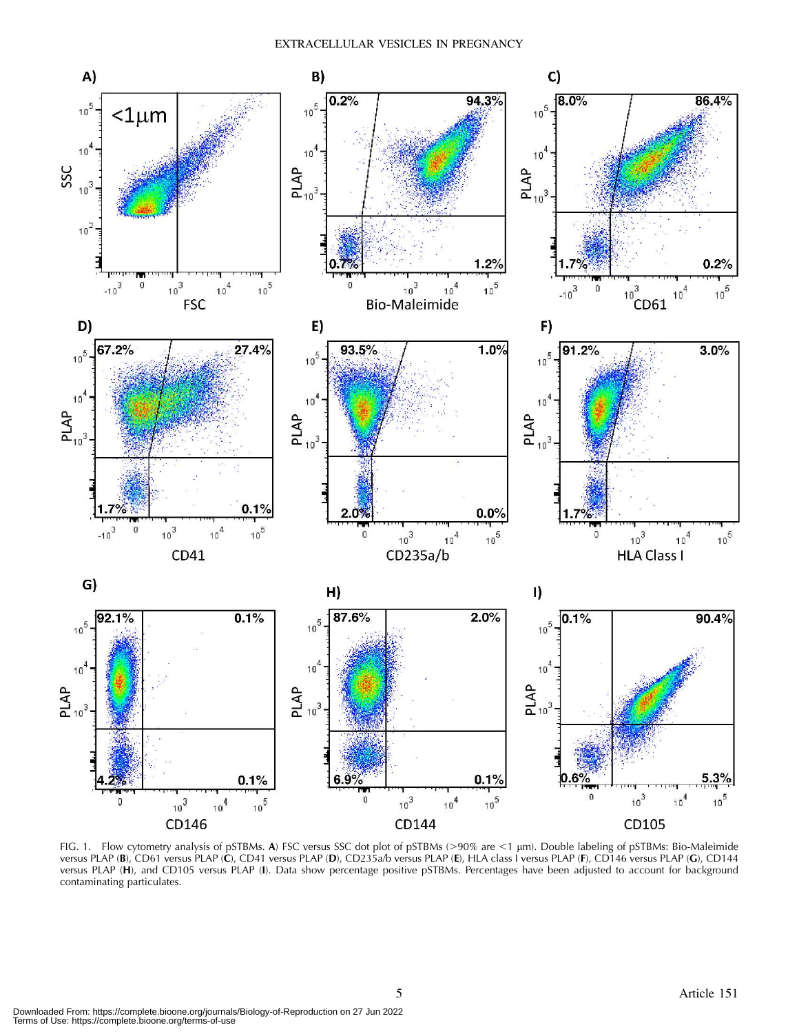A)

<1μm

SSC

FSC

B)

0.2%

94.3%

PLAP

0.7%

1.2%

Bio-Maleimide

C)

8.0%

86.4%

PLAP

1.7%

0.2%

CD61

D)

67.2%

27.4%

PLAP

1.7%

0.1%

CD41

E)

93.5%

1.0%

PLAP

2.0%

0.0%

CD235a/b

F)

91.2%

3.0%

PLAP

1.7%

HLA Class I

G)

92.1%

0.1%

PLAP

4.2%

0.1%

CD146

H)

87.6%

2.0%

PLAP

6.9%

0.1%

CD144

I)

0.1%

90.4%

PLAP

0.6%

5.3%

CD105

FIG. 1. Flow cytometry analysis of pSTBMs. **A**) FSC versus SSC dot plot of pSTBMs (>90% are <1 μm). Double labeling of pSTBMs: Bio-Maleimide versus PLAP (**B**), CD61 versus PLAP (**C**), CD41 versus PLAP (**D**), CD235a/b versus PLAP (**E**), HLA class I versus PLAP (**F**), CD146 versus PLAP (**G**), CD144 versus PLAP (**H**), and CD105 versus PLAP (**I**). Data show percentage positive pSTBMs. Percentages have been adjusted to account for background contaminating particulates.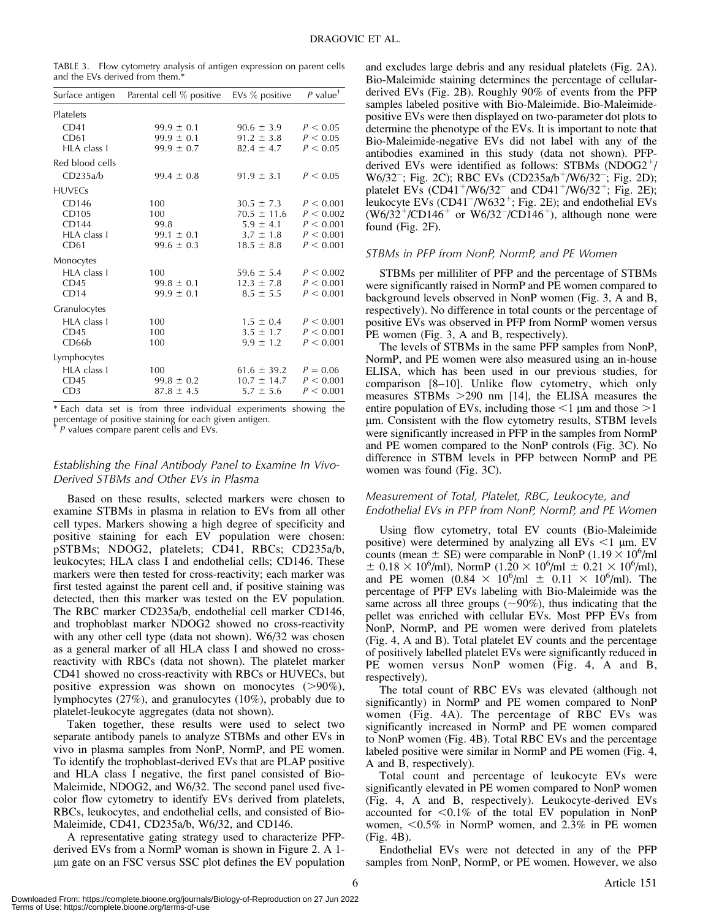TABLE 3. Flow cytometry analysis of antigen expression on parent cells and the EVs derived from them.*

| Surface antigen | Parental cell % positive | EVs % positive | *P* value† |
|---|---|---|---|
| Platelets | | | |
| CD41 | 99.9 ± 0.1 | 90.6 ± 3.9 | $P < 0.05$ |
| CD61 | 99.9 ± 0.1 | 91.2 ± 3.8 | $P < 0.05$ |
| HLA class I | 99.9 ± 0.7 | 82.4 ± 4.7 | $P < 0.05$ |
| Red blood cells | | | |
| CD235a/b | 99.4 ± 0.8 | 91.9 ± 3.1 | $P < 0.05$ |
| HUVECs | | | |
| CD146 | 100 | 30.5 ± 7.3 | $P < 0.001$ |
| CD105 | 100 | 70.5 ± 11.6 | $P < 0.002$ |
| CD144 | 99.8 | 5.9 ± 4.1 | $P < 0.001$ |
| HLA class I | 99.1 ± 0.1 | 3.7 ± 1.8 | $P < 0.001$ |
| CD61 | 99.6 ± 0.3 | 18.5 ± 8.8 | $P < 0.001$ |
| Monocytes | | | |
| HLA class I | 100 | 59.6 ± 5.4 | $P < 0.002$ |
| CD45 | 99.8 ± 0.1 | 12.3 ± 7.8 | $P < 0.001$ |
| CD14 | 99.9 ± 0.1 | 8.5 ± 5.5 | $P < 0.001$ |
| Granulocytes | | | |
| HLA class I | 100 | 1.5 ± 0.4 | $P < 0.001$ |
| CD45 | 100 | 3.5 ± 1.7 | $P < 0.001$ |
| CD66b | 100 | 9.9 ± 1.2 | $P < 0.001$ |
| Lymphocytes | | | |
| HLA class I | 100 | 61.6 ± 39.2 | $P = 0.06$ |
| CD45 | 99.8 ± 0.2 | 10.7 ± 14.7 | $P < 0.001$ |
| CD3 | 87.8 ± 4.5 | 5.7 ± 5.6 | $P < 0.001$ |

\* Each data set is from three individual experiments showing the percentage of positive staining for each given antigen.
† *P* values compare parent cells and EVs.

### Establishing the Final Antibody Panel to Examine In Vivo-Derived STBMs and Other EVs in Plasma

Based on these results, selected markers were chosen to examine STBMs in plasma in relation to EVs from all other cell types. Markers showing a high degree of specificity and positive staining for each EV population were chosen: pSTBMs; NDOG2, platelets; CD41, RBCs; CD235a/b, leukocytes; HLA class I and endothelial cells; CD146. These markers were then tested for cross-reactivity; each marker was first tested against the parent cell and, if positive staining was detected, then this marker was tested on the EV population. The RBC marker CD235a/b, endothelial cell marker CD146, and trophoblast marker NDOG2 showed no cross-reactivity with any other cell type (data not shown). W6/32 was chosen as a general marker of all HLA class I and showed no cross-reactivity with RBCs (data not shown). The platelet marker CD41 showed no cross-reactivity with RBCs or HUVECs, but positive expression was shown on monocytes (>90%), lymphocytes (27%), and granulocytes (10%), probably due to platelet-leukocyte aggregates (data not shown).

Taken together, these results were used to select two separate antibody panels to analyze STBMs and other EVs in vivo in plasma samples from NonP, NormP, and PE women. To identify the trophoblast-derived EVs that are PLAP positive and HLA class I negative, the first panel consisted of Bio-Maleimide, NDOG2, and W6/32. The second panel used five-color flow cytometry to identify EVs derived from platelets, RBCs, leukocytes, and endothelial cells, and consisted of Bio-Maleimide, CD41, CD235a/b, W6/32, and CD146.

A representative gating strategy used to characterize PFP-derived EVs from a NormP woman is shown in Figure 2. A 1-μm gate on an FSC versus SSC plot defines the EV population and excludes large debris and any residual platelets (Fig. 2A). Bio-Maleimide staining determines the percentage of cellular-derived EVs (Fig. 2B). Roughly 90% of events from the PFP samples labeled positive with Bio-Maleimide. Bio-Maleimide-positive EVs were then displayed on two-parameter dot plots to determine the phenotype of the EVs. It is important to note that Bio-Maleimide-negative EVs did not label with any of the antibodies examined in this study (data not shown). PFP-derived EVs were identified as follows: STBMs (NDOG2$^+$/W6/32$^-$; Fig. 2C); RBC EVs (CD235a/b$^+$/W6/32$^-$; Fig. 2D); platelet EVs (CD41$^+$/W6/32$^-$ and CD41$^+$/W6/32$^+$; Fig. 2E); leukocyte EVs (CD41$^-$/W632$^+$; Fig. 2E); and endothelial EVs (W6/32$^+$/CD146$^+$ or W6/32$^-$/CD146$^+$), although none were found (Fig. 2F).

### STBMs in PFP from NonP, NormP, and PE Women

STBMs per milliliter of PFP and the percentage of STBMs were significantly raised in NormP and PE women compared to background levels observed in NonP women (Fig. 3, A and B, respectively). No difference in total counts or the percentage of positive EVs was observed in PFP from NormP women versus PE women (Fig. 3, A and B, respectively).

The levels of STBMs in the same PFP samples from NonP, NormP, and PE women were also measured using an in-house ELISA, which has been used in our previous studies, for comparison [8–10]. Unlike flow cytometry, which only measures STBMs >290 nm [14], the ELISA measures the entire population of EVs, including those <1 μm and those >1 μm. Consistent with the flow cytometry results, STBM levels were significantly increased in PFP in the samples from NormP and PE women compared to the NonP controls (Fig. 3C). No difference in STBM levels in PFP between NormP and PE women was found (Fig. 3C).

### Measurement of Total, Platelet, RBC, Leukocyte, and Endothelial EVs in PFP from NonP, NormP, and PE Women

Using flow cytometry, total EV counts (Bio-Maleimide positive) were determined by analyzing all EVs <1 μm. EV counts (mean ± SE) were comparable in NonP ($1.19 \times 10^6$/ml ± $0.18 \times 10^6$/ml), NormP ($1.20 \times 10^6$/ml ± $0.21 \times 10^6$/ml), and PE women ($0.84 \times 10^6$/ml ± $0.11 \times 10^6$/ml). The percentage of PFP EVs labeling with Bio-Maleimide was the same across all three groups (~90%), thus indicating that the pellet was enriched with cellular EVs. Most PFP EVs from NonP, NormP, and PE women were derived from platelets (Fig. 4, A and B). Total platelet EV counts and the percentage of positively labelled platelet EVs were significantly reduced in PE women versus NonP women (Fig. 4, A and B, respectively).

The total count of RBC EVs was elevated (although not significantly) in NormP and PE women compared to NonP women (Fig. 4A). The percentage of RBC EVs was significantly increased in NormP and PE women compared to NonP women (Fig. 4B). Total RBC EVs and the percentage labeled positive were similar in NormP and PE women (Fig. 4, A and B, respectively).

Total count and percentage of leukocyte EVs were significantly elevated in PE women compared to NonP women (Fig. 4, A and B, respectively). Leukocyte-derived EVs accounted for <0.1% of the total EV population in NonP women, <0.5% in NormP women, and 2.3% in PE women (Fig. 4B).

Endothelial EVs were not detected in any of the PFP samples from NonP, NormP, or PE women. However, we also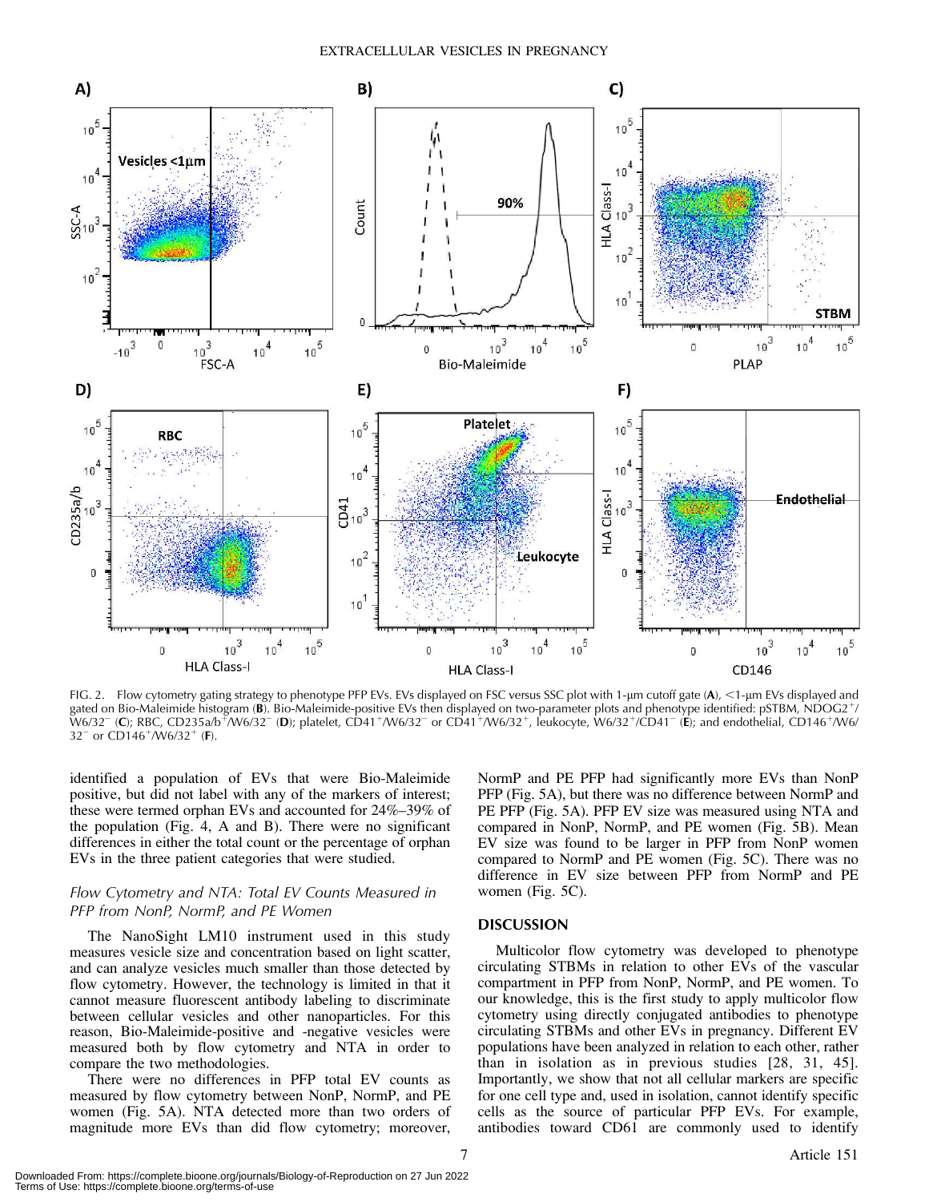A)

Vesicles <1μm

SSC-A

FSC-A

B)

Count

90%

Bio-Maleimide

C)

HLA Class-I

STBM

PLAP

D)

RBC

CD235a/b

HLA Class-I

E)

Platelet

CD41

Leukocyte

HLA Class-I

F)

HLA Class-I

Endothelial

CD146

FIG. 2. Flow cytometry gating strategy to phenotype PFP EVs. EVs displayed on FSC versus SSC plot with 1-μm cutoff gate (**A**), <1-μm EVs displayed and gated on Bio-Maleimide histogram (**B**). Bio-Maleimide-positive EVs then displayed on two-parameter plots and phenotype identified: pSTBM, NDOG2$^+$/W6/32$^-$ (**C**); RBC, CD235a/b$^+$/W6/32$^-$ (**D**); platelet, CD41$^+$/W6/32$^-$ or CD41$^+$/W6/32$^+$, leukocyte, W6/32$^+$/CD41$^-$ (**E**); and endothelial, CD146$^+$/W6/32$^-$ or CD146$^+$/W6/32$^+$ (**F**).

identified a population of EVs that were Bio-Maleimide positive, but did not label with any of the markers of interest; these were termed orphan EVs and accounted for 24%–39% of the population (Fig. 4, A and B). There were no significant differences in either the total count or the percentage of orphan EVs in the three patient categories that were studied.

### *Flow Cytometry and NTA: Total EV Counts Measured in PFP from NonP, NormP, and PE Women*

The NanoSight LM10 instrument used in this study measures vesicle size and concentration based on light scatter, and can analyze vesicles much smaller than those detected by flow cytometry. However, the technology is limited in that it cannot measure fluorescent antibody labeling to discriminate between cellular vesicles and other nanoparticles. For this reason, Bio-Maleimide-positive and -negative vesicles were measured both by flow cytometry and NTA in order to compare the two methodologies.

There were no differences in PFP total EV counts as measured by flow cytometry between NonP, NormP, and PE women (Fig. 5A). NTA detected more than two orders of magnitude more EVs than did flow cytometry; moreover, NormP and PE PFP had significantly more EVs than NonP PFP (Fig. 5A), but there was no difference between NormP and PE PFP (Fig. 5A). PFP EV size was measured using NTA and compared in NonP, NormP, and PE women (Fig. 5B). Mean EV size was found to be larger in PFP from NonP women compared to NormP and PE women (Fig. 5C). There was no difference in EV size between PFP from NormP and PE women (Fig. 5C).

## DISCUSSION

Multicolor flow cytometry was developed to phenotype circulating STBMs in relation to other EVs of the vascular compartment in PFP from NonP, NormP, and PE women. To our knowledge, this is the first study to apply multicolor flow cytometry using directly conjugated antibodies to phenotype circulating STBMs and other EVs in pregnancy. Different EV populations have been analyzed in relation to each other, rather than in isolation as in previous studies [28, 31, 45]. Importantly, we show that not all cellular markers are specific for one cell type and, used in isolation, cannot identify specific cells as the source of particular PFP EVs. For example, antibodies toward CD61 are commonly used to identify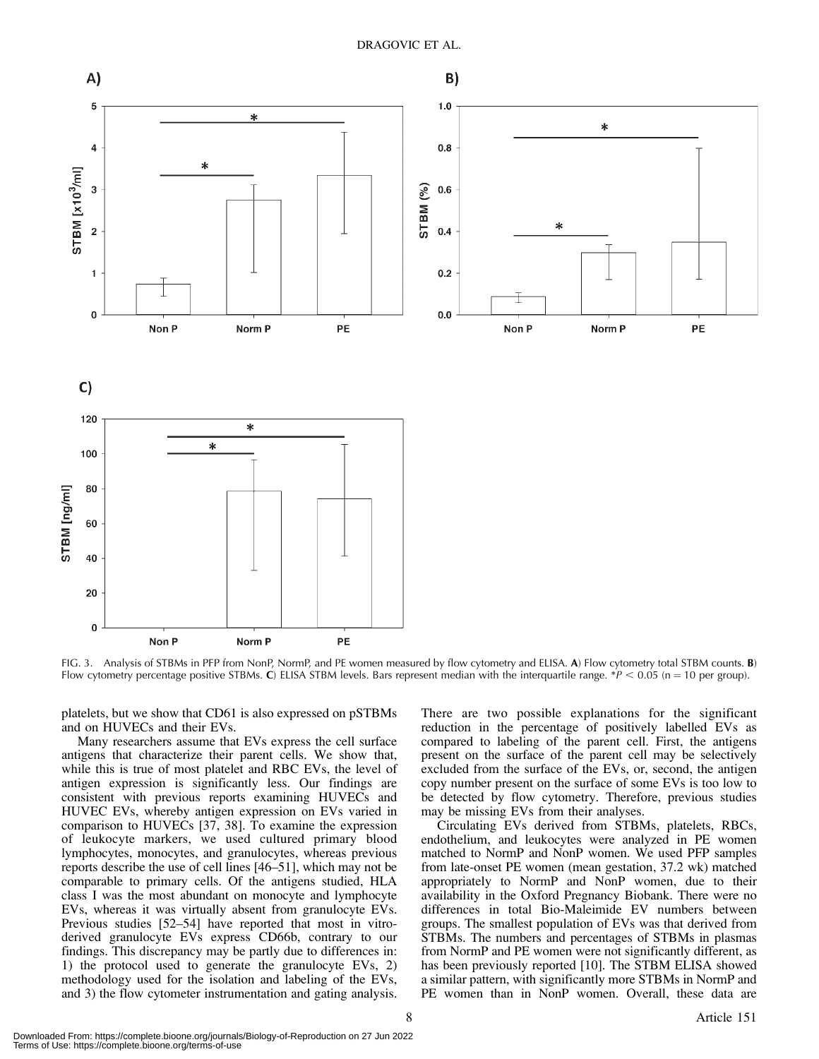A)

5
4
3
2
1
0

STBM [x10$^3$/ml]

Non P
Norm P
PE

*
*

B)

1.0
0.8
0.6
0.4
0.2
0.0

STBM (%)

Non P
Norm P
PE

*
*

C)

120
100
80
60
40
20
0

STBM [ng/ml]

Non P
Norm P
PE

*
*

FIG. 3. Analysis of STBMs in PFP from NonP, NormP, and PE women measured by flow cytometry and ELISA. **A**) Flow cytometry total STBM counts. **B**) Flow cytometry percentage positive STBMs. **C**) ELISA STBM levels. Bars represent median with the interquartile range. *$P < 0.05$ (n = 10 per group).

platelets, but we show that CD61 is also expressed on pSTBMs and on HUVECs and their EVs.

Many researchers assume that EVs express the cell surface antigens that characterize their parent cells. We show that, while this is true of most platelet and RBC EVs, the level of antigen expression is significantly less. Our findings are consistent with previous reports examining HUVECs and HUVEC EVs, whereby antigen expression on EVs varied in comparison to HUVECs [37, 38]. To examine the expression of leukocyte markers, we used cultured primary blood lymphocytes, monocytes, and granulocytes, whereas previous reports describe the use of cell lines [46–51], which may not be comparable to primary cells. Of the antigens studied, HLA class I was the most abundant on monocyte and lymphocyte EVs, whereas it was virtually absent from granulocyte EVs. Previous studies [52–54] have reported that most in vitro-derived granulocyte EVs express CD66b, contrary to our findings. This discrepancy may be partly due to differences in: 1) the protocol used to generate the granulocyte EVs, 2) methodology used for the isolation and labeling of the EVs, and 3) the flow cytometer instrumentation and gating analysis. There are two possible explanations for the significant reduction in the percentage of positively labelled EVs as compared to labeling of the parent cell. First, the antigens present on the surface of the parent cell may be selectively excluded from the surface of the EVs, or, second, the antigen copy number present on the surface of some EVs is too low to be detected by flow cytometry. Therefore, previous studies may be missing EVs from their analyses.

Circulating EVs derived from STBMs, platelets, RBCs, endothelium, and leukocytes were analyzed in PE women matched to NormP and NonP women. We used PFP samples from late-onset PE women (mean gestation, 37.2 wk) matched appropriately to NormP and NonP women, due to their availability in the Oxford Pregnancy Biobank. There were no differences in total Bio-Maleimide EV numbers between groups. The smallest population of EVs was that derived from STBMs. The numbers and percentages of STBMs in plasmas from NormP and PE women were not significantly different, as has been previously reported [10]. The STBM ELISA showed a similar pattern, with significantly more STBMs in NormP and PE women than in NonP women. Overall, these data are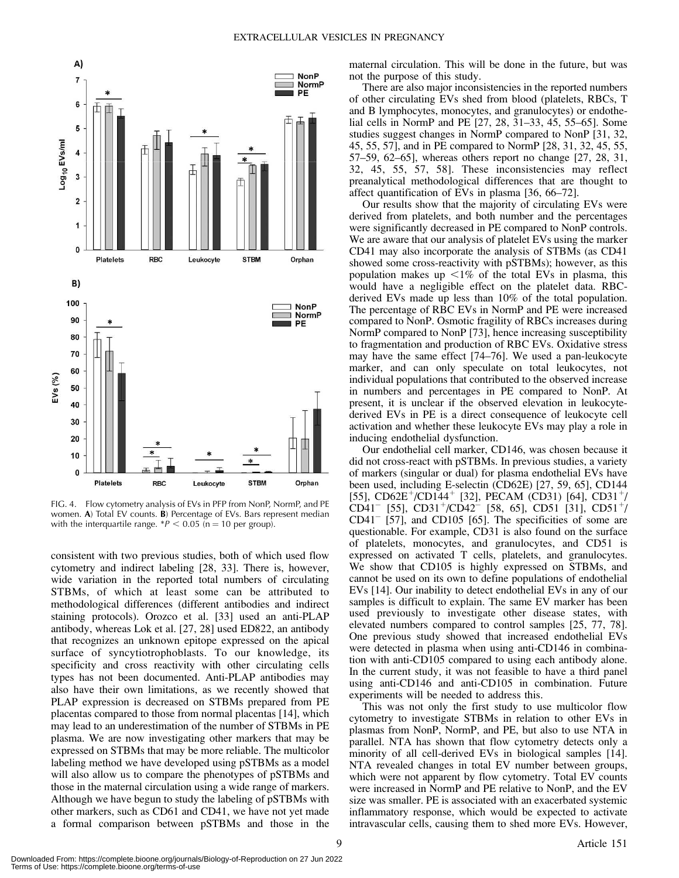FIG. 4. Flow cytometry analysis of EVs in PFP from NonP, NormP, and PE women. **A**) Total EV counts. **B**) Percentage of EVs. Bars represent median with the interquartile range. $*P < 0.05$ ($n = 10$ per group).

consistent with two previous studies, both of which used flow cytometry and indirect labeling [28, 33]. There is, however, wide variation in the reported total numbers of circulating STBMs, of which at least some can be attributed to methodological differences (different antibodies and indirect staining protocols). Orozco et al. [33] used an anti-PLAP antibody, whereas Lok et al. [27, 28] used ED822, an antibody that recognizes an unknown epitope expressed on the apical surface of syncytiotrophoblasts. To our knowledge, its specificity and cross reactivity with other circulating cells types has not been documented. Anti-PLAP antibodies may also have their own limitations, as we recently showed that PLAP expression is decreased on STBMs prepared from PE placentas compared to those from normal placentas [14], which may lead to an underestimation of the number of STBMs in PE plasma. We are now investigating other markers that may be expressed on STBMs that may be more reliable. The multicolor labeling method we have developed using pSTBMs as a model will also allow us to compare the phenotypes of pSTBMs and those in the maternal circulation using a wide range of markers. Although we have begun to study the labeling of pSTBMs with other markers, such as CD61 and CD41, we have not yet made a formal comparison between pSTBMs and those in the maternal circulation. This will be done in the future, but was not the purpose of this study.

There are also major inconsistencies in the reported numbers of other circulating EVs shed from blood (platelets, RBCs, T and B lymphocytes, monocytes, and granulocytes) or endothelial cells in NormP and PE [27, 28, 31–33, 45, 55–65]. Some studies suggest changes in NormP compared to NonP [31, 32, 45, 55, 57], and in PE compared to NormP [28, 31, 32, 45, 55, 57–59, 62–65], whereas others report no change [27, 28, 31, 32, 45, 55, 57, 58]. These inconsistencies may reflect preanalytical methodological differences that are thought to affect quantification of EVs in plasma [36, 66–72].

Our results show that the majority of circulating EVs were derived from platelets, and both number and the percentages were significantly decreased in PE compared to NonP controls. We are aware that our analysis of platelet EVs using the marker CD41 may also incorporate the analysis of STBMs (as CD41 showed some cross-reactivity with pSTBMs); however, as this population makes up $<1\%$ of the total EVs in plasma, this would have a negligible effect on the platelet data. RBC-derived EVs made up less than 10% of the total population. The percentage of RBC EVs in NormP and PE were increased compared to NonP. Osmotic fragility of RBCs increases during NormP compared to NonP [73], hence increasing susceptibility to fragmentation and production of RBC EVs. Oxidative stress may have the same effect [74–76]. We used a pan-leukocyte marker, and can only speculate on total leukocytes, not individual populations that contributed to the observed increase in numbers and percentages in PE compared to NonP. At present, it is unclear if the observed elevation in leukocyte-derived EVs in PE is a direct consequence of leukocyte cell activation and whether these leukocyte EVs may play a role in inducing endothelial dysfunction.

Our endothelial cell marker, CD146, was chosen because it did not cross-react with pSTBMs. In previous studies, a variety of markers (singular or dual) for plasma endothelial EVs have been used, including E-selectin (CD62E) [27, 59, 65], CD144 [55], $CD62E^{+}/CD144^{+}$ [32], PECAM (CD31) [64], $CD31^{+}/CD41^{-}$ [55], $CD31^{+}/CD42^{-}$ [58, 65], CD51 [31], $CD51^{+}/CD41^{-}$ [57], and CD105 [65]. The specificities of some are questionable. For example, CD31 is also found on the surface of platelets, monocytes, and granulocytes, and CD51 is expressed on activated T cells, platelets, and granulocytes. We show that CD105 is highly expressed on STBMs, and cannot be used on its own to define populations of endothelial EVs [14]. Our inability to detect endothelial EVs in any of our samples is difficult to explain. The same EV marker has been used previously to investigate other disease states, with elevated numbers compared to control samples [25, 77, 78]. One previous study showed that increased endothelial EVs were detected in plasma when using anti-CD146 in combination with anti-CD105 compared to using each antibody alone. In the current study, it was not feasible to have a third panel using anti-CD146 and anti-CD105 in combination. Future experiments will be needed to address this.

This was not only the first study to use multicolor flow cytometry to investigate STBMs in relation to other EVs in plasmas from NonP, NormP, and PE, but also to use NTA in parallel. NTA has shown that flow cytometry detects only a minority of all cell-derived EVs in biological samples [14]. NTA revealed changes in total EV number between groups, which were not apparent by flow cytometry. Total EV counts were increased in NormP and PE relative to NonP, and the EV size was smaller. PE is associated with an exacerbated systemic inflammatory response, which would be expected to activate intravascular cells, causing them to shed more EVs. However,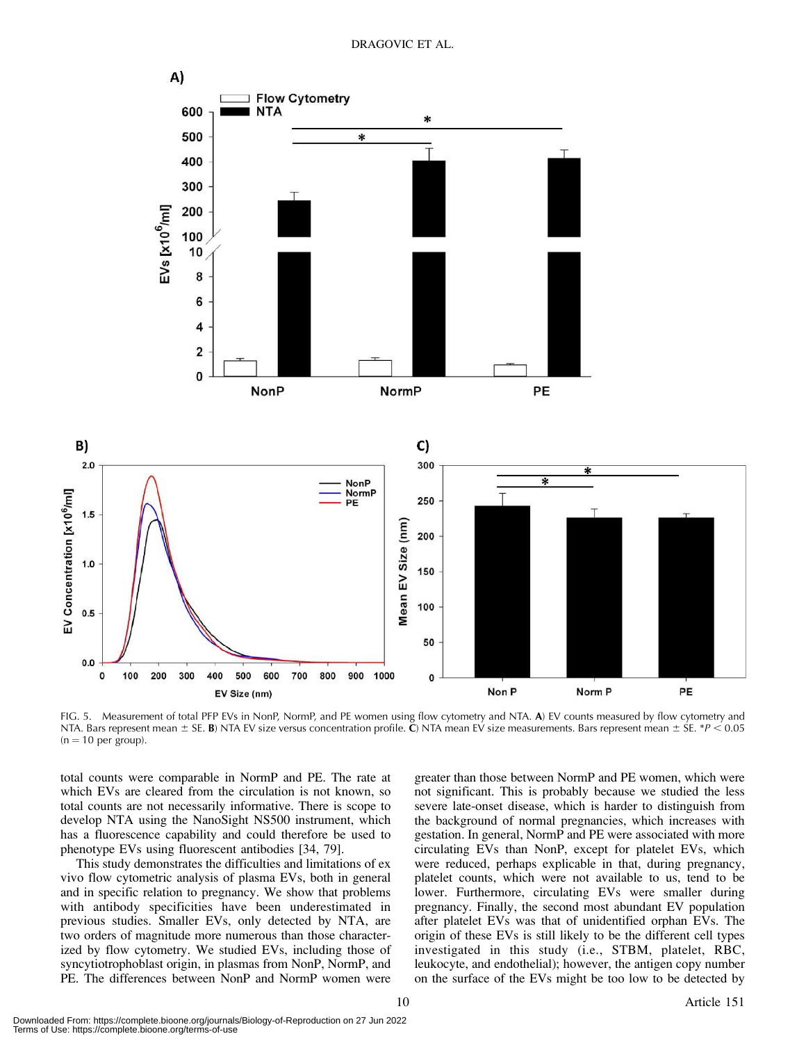A)

Flow Cytometry
NTA

600
500
400
300
200
100
10
8
6
4
2
0

EVs [x10^6/ml]

*
*

NonP
NormP
PE

B)

EV Concentration [x10^6/ml]

2.0
1.5
1.0
0.5
0.0

0 100 200 300 400 500 600 700 800 900 1000

EV Size (nm)

NonP
NormP
PE

C)

Mean EV Size (nm)

300
250
200
150
100
50
0

*
*

Non P
Norm P
PE

FIG. 5. Measurement of total PFP EVs in NonP, NormP, and PE women using flow cytometry and NTA. **A**) EV counts measured by flow cytometry and NTA. Bars represent mean ± SE. **B**) NTA EV size versus concentration profile. **C**) NTA mean EV size measurements. Bars represent mean ± SE. *$P < 0.05$ (n = 10 per group).

total counts were comparable in NormP and PE. The rate at which EVs are cleared from the circulation is not known, so total counts are not necessarily informative. There is scope to develop NTA using the NanoSight NS500 instrument, which has a fluorescence capability and could therefore be used to phenotype EVs using fluorescent antibodies [34, 79].

This study demonstrates the difficulties and limitations of ex vivo flow cytometric analysis of plasma EVs, both in general and in specific relation to pregnancy. We show that problems with antibody specificities have been underestimated in previous studies. Smaller EVs, only detected by NTA, are two orders of magnitude more numerous than those characterized by flow cytometry. We studied EVs, including those of syncytiotrophoblast origin, in plasmas from NonP, NormP, and PE. The differences between NonP and NormP women were greater than those between NormP and PE women, which were not significant. This is probably because we studied the less severe late-onset disease, which is harder to distinguish from the background of normal pregnancies, which increases with gestation. In general, NormP and PE were associated with more circulating EVs than NonP, except for platelet EVs, which were reduced, perhaps explicable in that, during pregnancy, platelet counts, which were not available to us, tend to be lower. Furthermore, circulating EVs were smaller during pregnancy. Finally, the second most abundant EV population after platelet EVs was that of unidentified orphan EVs. The origin of these EVs is still likely to be the different cell types investigated in this study (i.e., STBM, platelet, RBC, leukocyte, and endothelial); however, the antigen copy number on the surface of the EVs might be too low to be detected by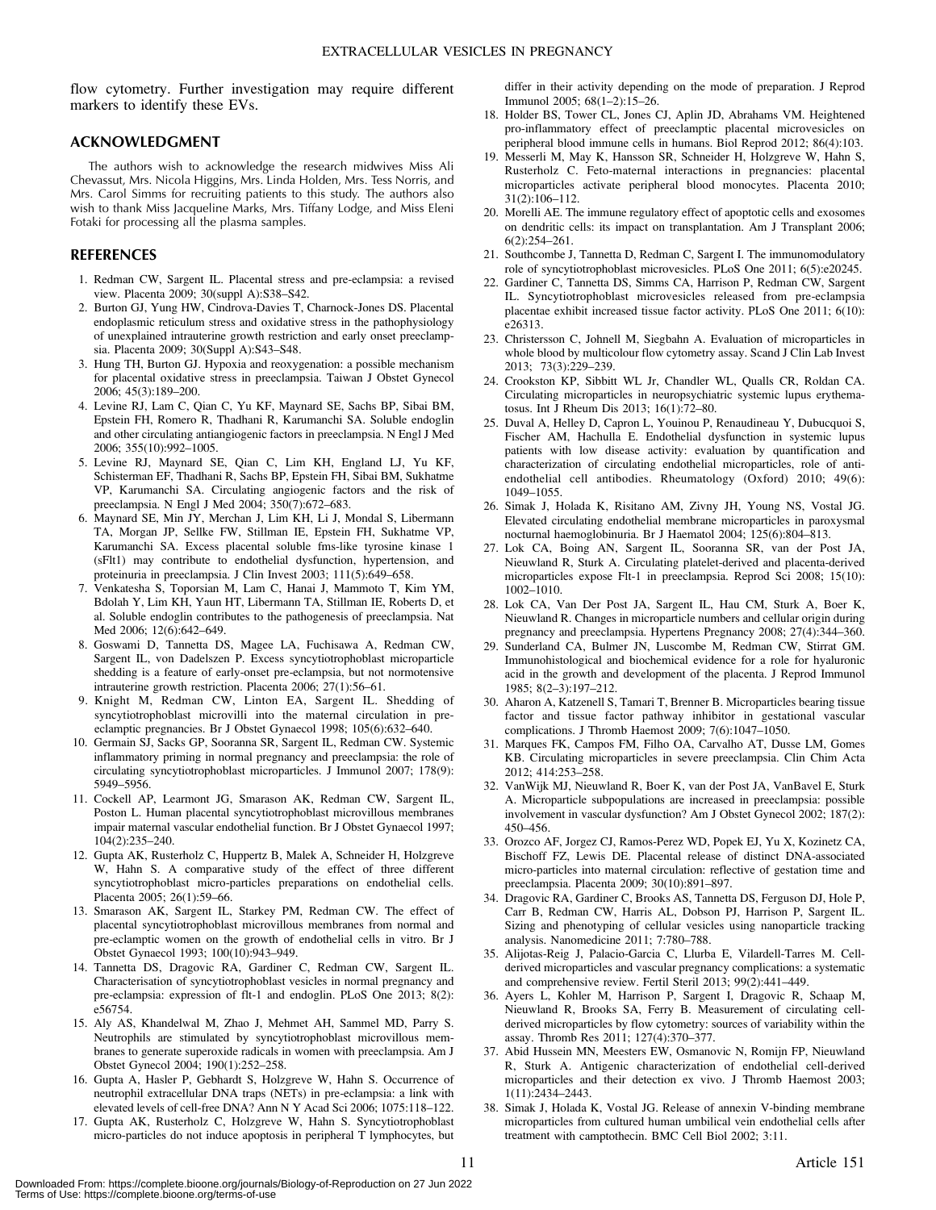flow cytometry. Further investigation may require different markers to identify these EVs.

## ACKNOWLEDGMENT

The authors wish to acknowledge the research midwives Miss Ali Chevassut, Mrs. Nicola Higgins, Mrs. Linda Holden, Mrs. Tess Norris, and Mrs. Carol Simms for recruiting patients to this study. The authors also wish to thank Miss Jacqueline Marks, Mrs. Tiffany Lodge, and Miss Eleni Fotaki for processing all the plasma samples.

## REFERENCES

1. Redman CW, Sargent IL. Placental stress and pre-eclampsia: a revised view. Placenta 2009; 30(suppl A):S38–S42.
2. Burton GJ, Yung HW, Cindrova-Davies T, Charnock-Jones DS. Placental endoplasmic reticulum stress and oxidative stress in the pathophysiology of unexplained intrauterine growth restriction and early onset preeclampsia. Placenta 2009; 30(Suppl A):S43–S48.
3. Hung TH, Burton GJ. Hypoxia and reoxygenation: a possible mechanism for placental oxidative stress in preeclampsia. Taiwan J Obstet Gynecol 2006; 45(3):189–200.
4. Levine RJ, Lam C, Qian C, Yu KF, Maynard SE, Sachs BP, Sibai BM, Epstein FH, Romero R, Thadhani R, Karumanchi SA. Soluble endoglin and other circulating antiangiogenic factors in preeclampsia. N Engl J Med 2006; 355(10):992–1005.
5. Levine RJ, Maynard SE, Qian C, Lim KH, England LJ, Yu KF, Schisterman EF, Thadhani R, Sachs BP, Epstein FH, Sibai BM, Sukhatme VP, Karumanchi SA. Circulating angiogenic factors and the risk of preeclampsia. N Engl J Med 2004; 350(7):672–683.
6. Maynard SE, Min JY, Merchan J, Lim KH, Li J, Mondal S, Libermann TA, Morgan JP, Sellke FW, Stillman IE, Epstein FH, Sukhatme VP, Karumanchi SA. Excess placental soluble fms-like tyrosine kinase 1 (sFlt1) may contribute to endothelial dysfunction, hypertension, and proteinuria in preeclampsia. J Clin Invest 2003; 111(5):649–658.
7. Venkatesha S, Toporsian M, Lam C, Hanai J, Mammoto T, Kim YM, Bdolah Y, Lim KH, Yaun HT, Libermann TA, Stillman IE, Roberts D, et al. Soluble endoglin contributes to the pathogenesis of preeclampsia. Nat Med 2006; 12(6):642–649.
8. Goswami D, Tannetta DS, Magee LA, Fuchisawa A, Redman CW, Sargent IL, von Dadelszen P. Excess syncytiotrophoblast microparticle shedding is a feature of early-onset pre-eclampsia, but not normotensive intrauterine growth restriction. Placenta 2006; 27(1):56–61.
9. Knight M, Redman CW, Linton EA, Sargent IL. Shedding of syncytiotrophoblast microvilli into the maternal circulation in pre-eclamptic pregnancies. Br J Obstet Gynaecol 1998; 105(6):632–640.
10. Germain SJ, Sacks GP, Sooranna SR, Sargent IL, Redman CW. Systemic inflammatory priming in normal pregnancy and preeclampsia: the role of circulating syncytiotrophoblast microparticles. J Immunol 2007; 178(9): 5949–5956.
11. Cockell AP, Learmont JG, Smarason AK, Redman CW, Sargent IL, Poston L. Human placental syncytiotrophoblast microvillous membranes impair maternal vascular endothelial function. Br J Obstet Gynaecol 1997; 104(2):235–240.
12. Gupta AK, Rusterholz C, Huppertz B, Malek A, Schneider H, Holzgreve W, Hahn S. A comparative study of the effect of three different syncytiotrophoblast micro-particles preparations on endothelial cells. Placenta 2005; 26(1):59–66.
13. Smarason AK, Sargent IL, Starkey PM, Redman CW. The effect of placental syncytiotrophoblast microvillous membranes from normal and pre-eclamptic women on the growth of endothelial cells in vitro. Br J Obstet Gynaecol 1993; 100(10):943–949.
14. Tannetta DS, Dragovic RA, Gardiner C, Redman CW, Sargent IL. Characterisation of syncytiotrophoblast vesicles in normal pregnancy and pre-eclampsia: expression of flt-1 and endoglin. PLoS One 2013; 8(2): e56754.
15. Aly AS, Khandelwal M, Zhao J, Mehmet AH, Sammel MD, Parry S. Neutrophils are stimulated by syncytiotrophoblast microvillous membranes to generate superoxide radicals in women with preeclampsia. Am J Obstet Gynecol 2004; 190(1):252–258.
16. Gupta A, Hasler P, Gebhardt S, Holzgreve W, Hahn S. Occurrence of neutrophil extracellular DNA traps (NETs) in pre-eclampsia: a link with elevated levels of cell-free DNA? Ann N Y Acad Sci 2006; 1075:118–122.
17. Gupta AK, Rusterholz C, Holzgreve W, Hahn S. Syncytiotrophoblast micro-particles do not induce apoptosis in peripheral T lymphocytes, but differ in their activity depending on the mode of preparation. J Reprod Immunol 2005; 68(1–2):15–26.
18. Holder BS, Tower CL, Jones CJ, Aplin JD, Abrahams VM. Heightened pro-inflammatory effect of preeclamptic placental microvesicles on peripheral blood immune cells in humans. Biol Reprod 2012; 86(4):103.
19. Messerli M, May K, Hansson SR, Schneider H, Holzgreve W, Hahn S, Rusterholz C. Feto-maternal interactions in pregnancies: placental microparticles activate peripheral blood monocytes. Placenta 2010; 31(2):106–112.
20. Morelli AE. The immune regulatory effect of apoptotic cells and exosomes on dendritic cells: its impact on transplantation. Am J Transplant 2006; 6(2):254–261.
21. Southcombe J, Tannetta D, Redman C, Sargent I. The immunomodulatory role of syncytiotrophoblast microvesicles. PLoS One 2011; 6(5):e20245.
22. Gardiner C, Tannetta DS, Simms CA, Harrison P, Redman CW, Sargent IL. Syncytiotrophoblast microvesicles released from pre-eclampsia placentae exhibit increased tissue factor activity. PLoS One 2011; 6(10): e26313.
23. Christersson C, Johnell M, Siegbahn A. Evaluation of microparticles in whole blood by multicolour flow cytometry assay. Scand J Clin Lab Invest 2013; 73(3):229–239.
24. Crookston KP, Sibbitt WL Jr, Chandler WL, Qualls CR, Roldan CA. Circulating microparticles in neuropsychiatric systemic lupus erythematosus. Int J Rheum Dis 2013; 16(1):72–80.
25. Duval A, Helley D, Capron L, Youinou P, Renaudineau Y, Dubucquoi S, Fischer AM, Hachulla E. Endothelial dysfunction in systemic lupus patients with low disease activity: evaluation by quantification and characterization of circulating endothelial microparticles, role of anti-endothelial cell antibodies. Rheumatology (Oxford) 2010; 49(6): 1049–1055.
26. Simak J, Holada K, Risitano AM, Zivny JH, Young NS, Vostal JG. Elevated circulating endothelial membrane microparticles in paroxysmal nocturnal haemoglobinuria. Br J Haematol 2004; 125(6):804–813.
27. Lok CA, Boing AN, Sargent IL, Sooranna SR, van der Post JA, Nieuwland R, Sturk A. Circulating platelet-derived and placenta-derived microparticles expose Flt-1 in preeclampsia. Reprod Sci 2008; 15(10): 1002–1010.
28. Lok CA, Van Der Post JA, Sargent IL, Hau CM, Sturk A, Boer K, Nieuwland R. Changes in microparticle numbers and cellular origin during pregnancy and preeclampsia. Hypertens Pregnancy 2008; 27(4):344–360.
29. Sunderland CA, Bulmer JN, Luscombe M, Redman CW, Stirrat GM. Immunohistological and biochemical evidence for a role for hyaluronic acid in the growth and development of the placenta. J Reprod Immunol 1985; 8(2–3):197–212.
30. Aharon A, Katzenell S, Tamari T, Brenner B. Microparticles bearing tissue factor and tissue factor pathway inhibitor in gestational vascular complications. J Thromb Haemost 2009; 7(6):1047–1050.
31. Marques FK, Campos FM, Filho OA, Carvalho AT, Dusse LM, Gomes KB. Circulating microparticles in severe preeclampsia. Clin Chim Acta 2012; 414:253–258.
32. VanWijk MJ, Nieuwland R, Boer K, van der Post JA, VanBavel E, Sturk A. Microparticle subpopulations are increased in preeclampsia: possible involvement in vascular dysfunction? Am J Obstet Gynecol 2002; 187(2): 450–456.
33. Orozco AF, Jorgez CJ, Ramos-Perez WD, Popek EJ, Yu X, Kozinetz CA, Bischoff FZ, Lewis DE. Placental release of distinct DNA-associated micro-particles into maternal circulation: reflective of gestation time and preeclampsia. Placenta 2009; 30(10):891–897.
34. Dragovic RA, Gardiner C, Brooks AS, Tannetta DS, Ferguson DJ, Hole P, Carr B, Redman CW, Harris AL, Dobson PJ, Harrison P, Sargent IL. Sizing and phenotyping of cellular vesicles using nanoparticle tracking analysis. Nanomedicine 2011; 7:780–788.
35. Alijotas-Reig J, Palacio-Garcia C, Llurba E, Vilardell-Tarres M. Cell-derived microparticles and vascular pregnancy complications: a systematic and comprehensive review. Fertil Steril 2013; 99(2):441–449.
36. Ayers L, Kohler M, Harrison P, Sargent I, Dragovic R, Schaap M, Nieuwland R, Brooks SA, Ferry B. Measurement of circulating cell-derived microparticles by flow cytometry: sources of variability within the assay. Thromb Res 2011; 127(4):370–377.
37. Abid Hussein MN, Meesters EW, Osmanovic N, Romijn FP, Nieuwland R, Sturk A. Antigenic characterization of endothelial cell-derived microparticles and their detection ex vivo. J Thromb Haemost 2003; 1(11):2434–2443.
38. Simak J, Holada K, Vostal JG. Release of annexin V-binding membrane microparticles from cultured human umbilical vein endothelial cells after treatment with camptothecin. BMC Cell Biol 2002; 3:11.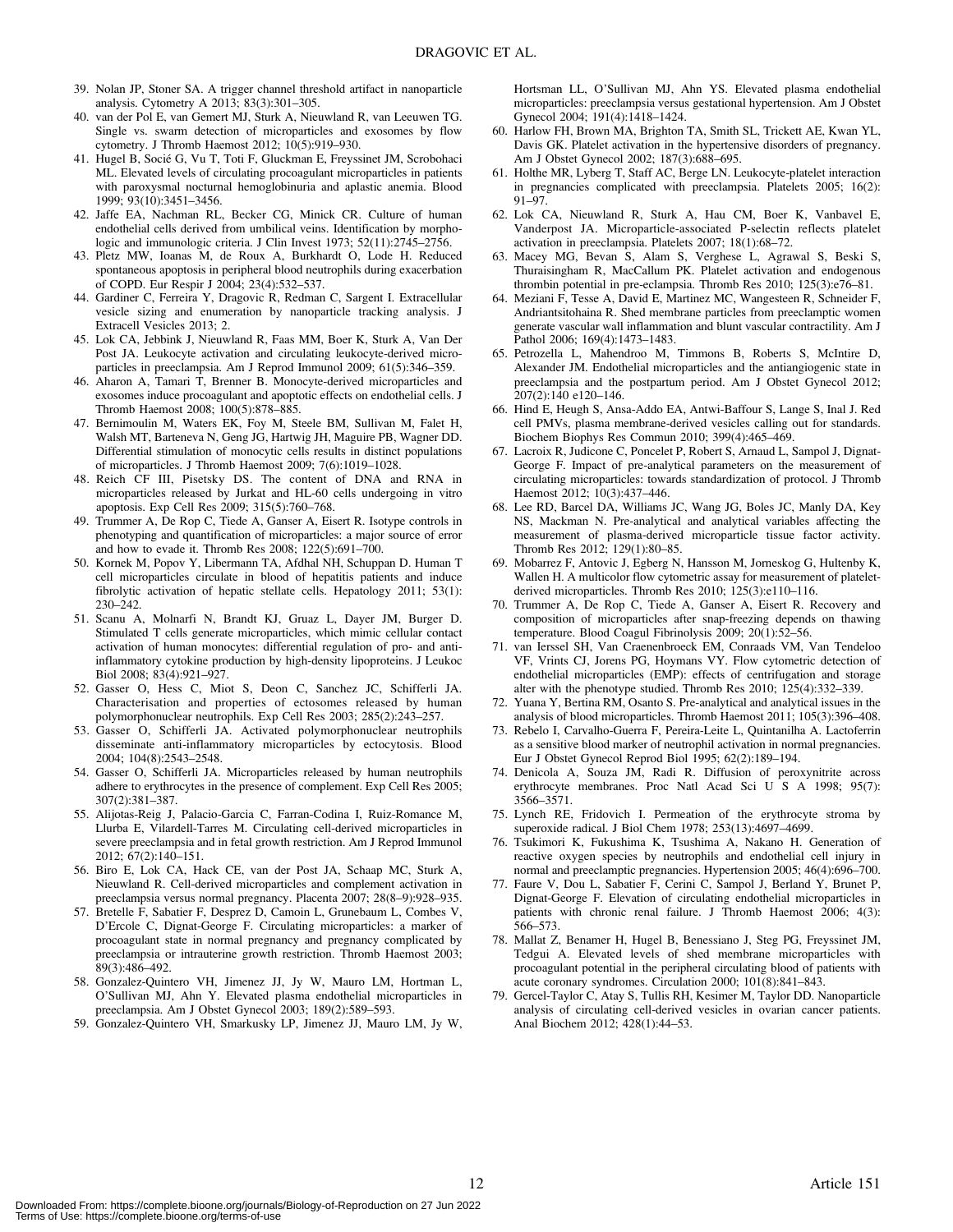39. Nolan JP, Stoner SA. A trigger channel threshold artifact in nanoparticle analysis. Cytometry A 2013; 83(3):301–305.
40. van der Pol E, van Gemert MJ, Sturk A, Nieuwland R, van Leeuwen TG. Single vs. swarm detection of microparticles and exosomes by flow cytometry. J Thromb Haemost 2012; 10(5):919–930.
41. Hugel B, Socié G, Vu T, Toti F, Gluckman E, Freyssinet JM, Scrobohaci ML. Elevated levels of circulating procoagulant microparticles in patients with paroxysmal nocturnal hemoglobinuria and aplastic anemia. Blood 1999; 93(10):3451–3456.
42. Jaffe EA, Nachman RL, Becker CG, Minick CR. Culture of human endothelial cells derived from umbilical veins. Identification by morphologic and immunologic criteria. J Clin Invest 1973; 52(11):2745–2756.
43. Pletz MW, Ioanas M, de Roux A, Burkhardt O, Lode H. Reduced spontaneous apoptosis in peripheral blood neutrophils during exacerbation of COPD. Eur Respir J 2004; 23(4):532–537.
44. Gardiner C, Ferreira Y, Dragovic R, Redman C, Sargent I. Extracellular vesicle sizing and enumeration by nanoparticle tracking analysis. J Extracell Vesicles 2013; 2.
45. Lok CA, Jebbink J, Nieuwland R, Faas MM, Boer K, Sturk A, Van Der Post JA. Leukocyte activation and circulating leukocyte-derived microparticles in preeclampsia. Am J Reprod Immunol 2009; 61(5):346–359.
46. Aharon A, Tamari T, Brenner B. Monocyte-derived microparticles and exosomes induce procoagulant and apoptotic effects on endothelial cells. J Thromb Haemost 2008; 100(5):878–885.
47. Bernimoulin M, Waters EK, Foy M, Steele BM, Sullivan M, Falet H, Walsh MT, Barteneva N, Geng JG, Hartwig JH, Maguire PB, Wagner DD. Differential stimulation of monocytic cells results in distinct populations of microparticles. J Thromb Haemost 2009; 7(6):1019–1028.
48. Reich CF III, Pisetsky DS. The content of DNA and RNA in microparticles released by Jurkat and HL-60 cells undergoing in vitro apoptosis. Exp Cell Res 2009; 315(5):760–768.
49. Trummer A, De Rop C, Tiede A, Ganser A, Eisert R. Isotype controls in phenotyping and quantification of microparticles: a major source of error and how to evade it. Thromb Res 2008; 122(5):691–700.
50. Kornek M, Popov Y, Libermann TA, Afdhal NH, Schuppan D. Human T cell microparticles circulate in blood of hepatitis patients and induce fibrolytic activation of hepatic stellate cells. Hepatology 2011; 53(1): 230–242.
51. Scanu A, Molnarfi N, Brandt KJ, Gruaz L, Dayer JM, Burger D. Stimulated T cells generate microparticles, which mimic cellular contact activation of human monocytes: differential regulation of pro- and anti-inflammatory cytokine production by high-density lipoproteins. J Leukoc Biol 2008; 83(4):921–927.
52. Gasser O, Hess C, Miot S, Deon C, Sanchez JC, Schifferli JA. Characterisation and properties of ectosomes released by human polymorphonuclear neutrophils. Exp Cell Res 2003; 285(2):243–257.
53. Gasser O, Schifferli JA. Activated polymorphonuclear neutrophils disseminate anti-inflammatory microparticles by ectocytosis. Blood 2004; 104(8):2543–2548.
54. Gasser O, Schifferli JA. Microparticles released by human neutrophils adhere to erythrocytes in the presence of complement. Exp Cell Res 2005; 307(2):381–387.
55. Alijotas-Reig J, Palacio-Garcia C, Farran-Codina I, Ruiz-Romance M, Llurba E, Vilardell-Tarres M. Circulating cell-derived microparticles in severe preeclampsia and in fetal growth restriction. Am J Reprod Immunol 2012; 67(2):140–151.
56. Biro E, Lok CA, Hack CE, van der Post JA, Schaap MC, Sturk A, Nieuwland R. Cell-derived microparticles and complement activation in preeclampsia versus normal pregnancy. Placenta 2007; 28(8–9):928–935.
57. Bretelle F, Sabatier F, Desprez D, Camoin L, Grunebaum L, Combes V, D'Ercole C, Dignat-George F. Circulating microparticles: a marker of procoagulant state in normal pregnancy and pregnancy complicated by preeclampsia or intrauterine growth restriction. Thromb Haemost 2003; 89(3):486–492.
58. Gonzalez-Quintero VH, Jimenez JJ, Jy W, Mauro LM, Hortman L, O'Sullivan MJ, Ahn Y. Elevated plasma endothelial microparticles in preeclampsia. Am J Obstet Gynecol 2003; 189(2):589–593.
59. Gonzalez-Quintero VH, Smarkusky LP, Jimenez JJ, Mauro LM, Jy W, Hortsman LL, O'Sullivan MJ, Ahn YS. Elevated plasma endothelial microparticles: preeclampsia versus gestational hypertension. Am J Obstet Gynecol 2004; 191(4):1418–1424.
60. Harlow FH, Brown MA, Brighton TA, Smith SL, Trickett AE, Kwan YL, Davis GK. Platelet activation in the hypertensive disorders of pregnancy. Am J Obstet Gynecol 2002; 187(3):688–695.
61. Holthe MR, Lyberg T, Staff AC, Berge LN. Leukocyte-platelet interaction in pregnancies complicated with preeclampsia. Platelets 2005; 16(2): 91–97.
62. Lok CA, Nieuwland R, Sturk A, Hau CM, Boer K, Vanbavel E, Vanderpost JA. Microparticle-associated P-selectin reflects platelet activation in preeclampsia. Platelets 2007; 18(1):68–72.
63. Macey MG, Bevan S, Alam S, Verghese L, Agrawal S, Beski S, Thuraisingham R, MacCallum PK. Platelet activation and endogenous thrombin potential in pre-eclampsia. Thromb Res 2010; 125(3):e76–81.
64. Meziani F, Tesse A, David E, Martinez MC, Wangesteen R, Schneider F, Andriantsitohaina R. Shed membrane particles from preeclamptic women generate vascular wall inflammation and blunt vascular contractility. Am J Pathol 2006; 169(4):1473–1483.
65. Petrozella L, Mahendroo M, Timmons B, Roberts S, McIntire D, Alexander JM. Endothelial microparticles and the antiangiogenic state in preeclampsia and the postpartum period. Am J Obstet Gynecol 2012; 207(2):140 e120–146.
66. Hind E, Heugh S, Ansa-Addo EA, Antwi-Baffour S, Lange S, Inal J. Red cell PMVs, plasma membrane-derived vesicles calling out for standards. Biochem Biophys Res Commun 2010; 399(4):465–469.
67. Lacroix R, Judicone C, Poncelet P, Robert S, Arnaud L, Sampol J, Dignat-George F. Impact of pre-analytical parameters on the measurement of circulating microparticles: towards standardization of protocol. J Thromb Haemost 2012; 10(3):437–446.
68. Lee RD, Barcel DA, Williams JC, Wang JG, Boles JC, Manly DA, Key NS, Mackman N. Pre-analytical and analytical variables affecting the measurement of plasma-derived microparticle tissue factor activity. Thromb Res 2012; 129(1):80–85.
69. Mobarrez F, Antovic J, Egberg N, Hansson M, Jorneskog G, Hultenby K, Wallen H. A multicolor flow cytometric assay for measurement of platelet-derived microparticles. Thromb Res 2010; 125(3):e110–116.
70. Trummer A, De Rop C, Tiede A, Ganser A, Eisert R. Recovery and composition of microparticles after snap-freezing depends on thawing temperature. Blood Coagul Fibrinolysis 2009; 20(1):52–56.
71. van Ierssel SH, Van Craenenbroeck EM, Conraads VM, Van Tendeloo VF, Vrints CJ, Jorens PG, Hoymans VY. Flow cytometric detection of endothelial microparticles (EMP): effects of centrifugation and storage alter with the phenotype studied. Thromb Res 2010; 125(4):332–339.
72. Yuana Y, Bertina RM, Osanto S. Pre-analytical and analytical issues in the analysis of blood microparticles. Thromb Haemost 2011; 105(3):396–408.
73. Rebelo I, Carvalho-Guerra F, Pereira-Leite L, Quintanilha A. Lactoferrin as a sensitive blood marker of neutrophil activation in normal pregnancies. Eur J Obstet Gynecol Reprod Biol 1995; 62(2):189–194.
74. Denicola A, Souza JM, Radi R. Diffusion of peroxynitrite across erythrocyte membranes. Proc Natl Acad Sci U S A 1998; 95(7): 3566–3571.
75. Lynch RE, Fridovich I. Permeation of the erythrocyte stroma by superoxide radical. J Biol Chem 1978; 253(13):4697–4699.
76. Tsukimori K, Fukushima K, Tsushima A, Nakano H. Generation of reactive oxygen species by neutrophils and endothelial cell injury in normal and preeclamptic pregnancies. Hypertension 2005; 46(4):696–700.
77. Faure V, Dou L, Sabatier F, Cerini C, Sampol J, Berland Y, Brunet P, Dignat-George F. Elevation of circulating endothelial microparticles in patients with chronic renal failure. J Thromb Haemost 2006; 4(3): 566–573.
78. Mallat Z, Benamer H, Hugel B, Benessiano J, Steg PG, Freyssinet JM, Tedgui A. Elevated levels of shed membrane microparticles with procoagulant potential in the peripheral circulating blood of patients with acute coronary syndromes. Circulation 2000; 101(8):841–843.
79. Gercel-Taylor C, Atay S, Tullis RH, Kesimer M, Taylor DD. Nanoparticle analysis of circulating cell-derived vesicles in ovarian cancer patients. Anal Biochem 2012; 428(1):44–53.